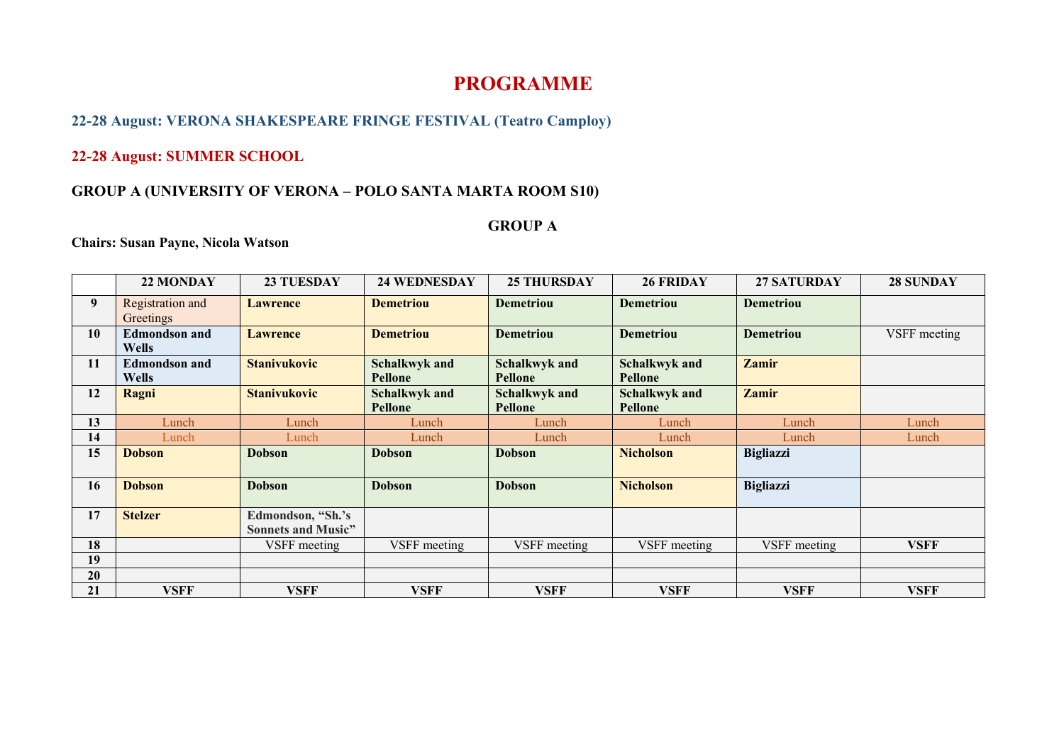# PROGRAMME

## 22-28 August: VERONA SHAKESPEARE FRINGE FESTIVAL (Teatro Camploy)

## 22-28 August: SUMMER SCHOOL

### GROUP A (UNIVERSITY OF VERONA – POLO SANTA MARTA ROOM S10)

### GROUP A

**Chairs: Susan Payne, Nicola Watson**

| | 22 MONDAY | 23 TUESDAY | 24 WEDNESDAY | 25 THURSDAY | 26 FRIDAY | 27 SATURDAY | 28 SUNDAY |
|---|---|---|---|---|---|---|---|
| **9** | Registration and Greetings | **Lawrence** | **Demetriou** | **Demetriou** | **Demetriou** | **Demetriou** | |
| **10** | **Edmondson and Wells** | **Lawrence** | **Demetriou** | **Demetriou** | **Demetriou** | **Demetriou** | VSFF meeting |
| **11** | **Edmondson and Wells** | **Stanivukovic** | **Schalkwyk and Pellone** | **Schalkwyk and Pellone** | **Schalkwyk and Pellone** | **Zamir** | |
| **12** | **Ragni** | **Stanivukovic** | **Schalkwyk and Pellone** | **Schalkwyk and Pellone** | **Schalkwyk and Pellone** | **Zamir** | |
| **13** | Lunch | Lunch | Lunch | Lunch | Lunch | Lunch | Lunch |
| **14** | Lunch | Lunch | Lunch | Lunch | Lunch | Lunch | Lunch |
| **15** | **Dobson** | **Dobson** | **Dobson** | **Dobson** | **Nicholson** | **Bigliazzi** | |
| **16** | **Dobson** | **Dobson** | **Dobson** | **Dobson** | **Nicholson** | **Bigliazzi** | |
| **17** | **Stelzer** | **Edmondson, "Sh.'s Sonnets and Music"** | | | | | |
| **18** | | VSFF meeting | VSFF meeting | VSFF meeting | VSFF meeting | VSFF meeting | **VSFF** |
| **19** | | | | | | | |
| **20** | | | | | | | |
| **21** | **VSFF** | **VSFF** | **VSFF** | **VSFF** | **VSFF** | **VSFF** | **VSFF** |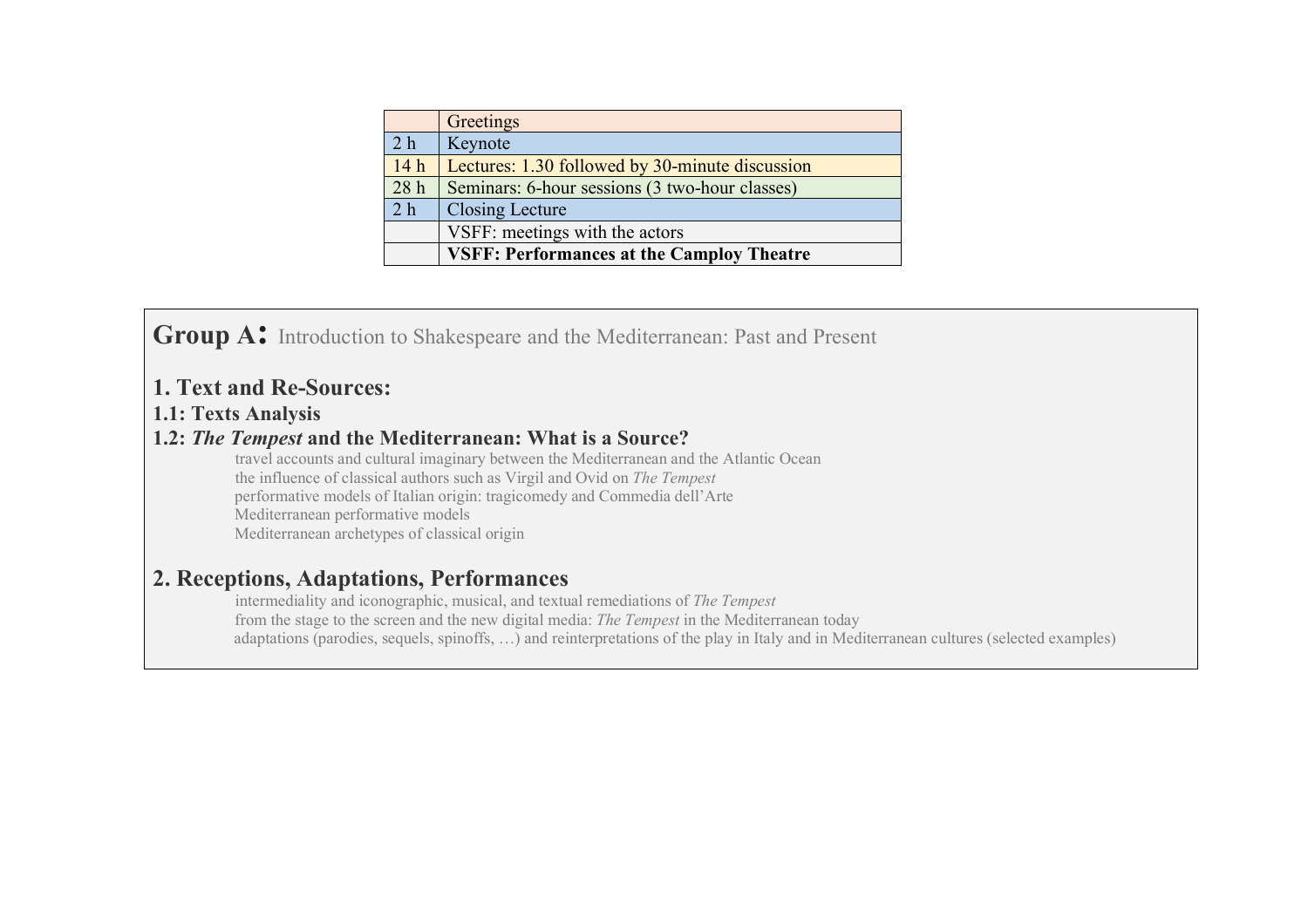| | Greetings |
| --- | --- |
| 2 h | Keynote |
| 14 h | Lectures: 1.30 followed by 30-minute discussion |
| 28 h | Seminars: 6-hour sessions (3 two-hour classes) |
| 2 h | Closing Lecture |
| | VSFF: meetings with the actors |
| | **VSFF: Performances at the Camploy Theatre** |

# Group A: Introduction to Shakespeare and the Mediterranean: Past and Present

## 1. Text and Re-Sources:

### 1.1: Texts Analysis

### 1.2: *The Tempest* and the Mediterranean: What is a Source?

travel accounts and cultural imaginary between the Mediterranean and the Atlantic Ocean
the influence of classical authors such as Virgil and Ovid on *The Tempest*
performative models of Italian origin: tragicomedy and Commedia dell'Arte
Mediterranean performative models
Mediterranean archetypes of classical origin

## 2. Receptions, Adaptations, Performances

intermediality and iconographic, musical, and textual remediations of *The Tempest*
from the stage to the screen and the new digital media: *The Tempest* in the Mediterranean today
adaptations (parodies, sequels, spinoffs, …) and reinterpretations of the play in Italy and in Mediterranean cultures (selected examples)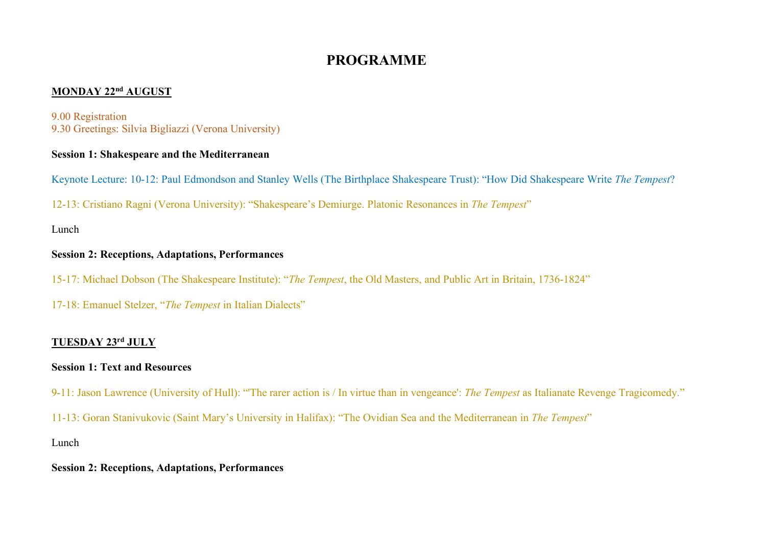# PROGRAMME

## MONDAY 22nd AUGUST

9.00 Registration
9.30 Greetings: Silvia Bigliazzi (Verona University)

**Session 1: Shakespeare and the Mediterranean**

Keynote Lecture: 10-12: Paul Edmondson and Stanley Wells (The Birthplace Shakespeare Trust): "How Did Shakespeare Write *The Tempest*?

12-13: Cristiano Ragni (Verona University): "Shakespeare's Demiurge. Platonic Resonances in *The Tempest*"

Lunch

**Session 2: Receptions, Adaptations, Performances**

15-17: Michael Dobson (The Shakespeare Institute): "*The Tempest*, the Old Masters, and Public Art in Britain, 1736-1824"

17-18: Emanuel Stelzer, "*The Tempest* in Italian Dialects"

## TUESDAY 23rd JULY

**Session 1: Text and Resources**

9-11: Jason Lawrence (University of Hull): "'The rarer action is / In virtue than in vengeance': *The Tempest* as Italianate Revenge Tragicomedy."

11-13: Goran Stanivukovic (Saint Mary's University in Halifax): "The Ovidian Sea and the Mediterranean in *The Tempest*"

Lunch

**Session 2: Receptions, Adaptations, Performances**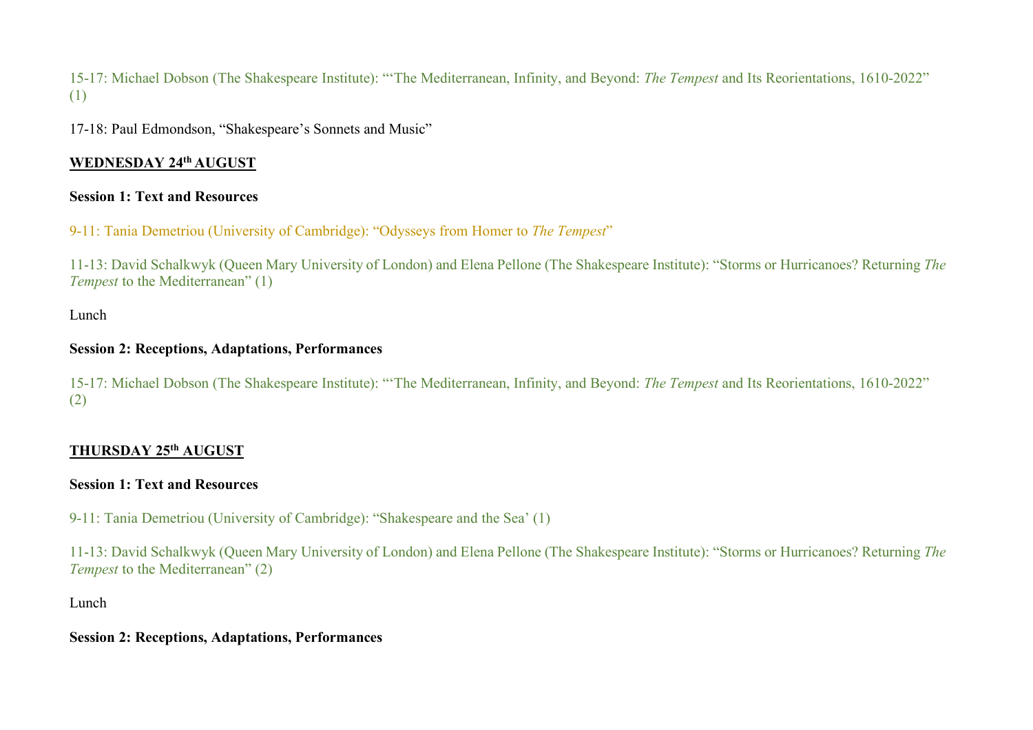15-17: Michael Dobson (The Shakespeare Institute): "'The Mediterranean, Infinity, and Beyond: *The Tempest* and Its Reorientations, 1610-2022" (1)

17-18: Paul Edmondson, "Shakespeare's Sonnets and Music"

## WEDNESDAY 24th AUGUST

**Session 1: Text and Resources**

9-11: Tania Demetriou (University of Cambridge): "Odysseys from Homer to *The Tempest*"

11-13: David Schalkwyk (Queen Mary University of London) and Elena Pellone (The Shakespeare Institute): "Storms or Hurricanoes? Returning *The Tempest* to the Mediterranean" (1)

Lunch

**Session 2: Receptions, Adaptations, Performances**

15-17: Michael Dobson (The Shakespeare Institute): "'The Mediterranean, Infinity, and Beyond: *The Tempest* and Its Reorientations, 1610-2022" (2)

## THURSDAY 25th AUGUST

**Session 1: Text and Resources**

9-11: Tania Demetriou (University of Cambridge): "Shakespeare and the Sea' (1)

11-13: David Schalkwyk (Queen Mary University of London) and Elena Pellone (The Shakespeare Institute): "Storms or Hurricanoes? Returning *The Tempest* to the Mediterranean" (2)

Lunch

**Session 2: Receptions, Adaptations, Performances**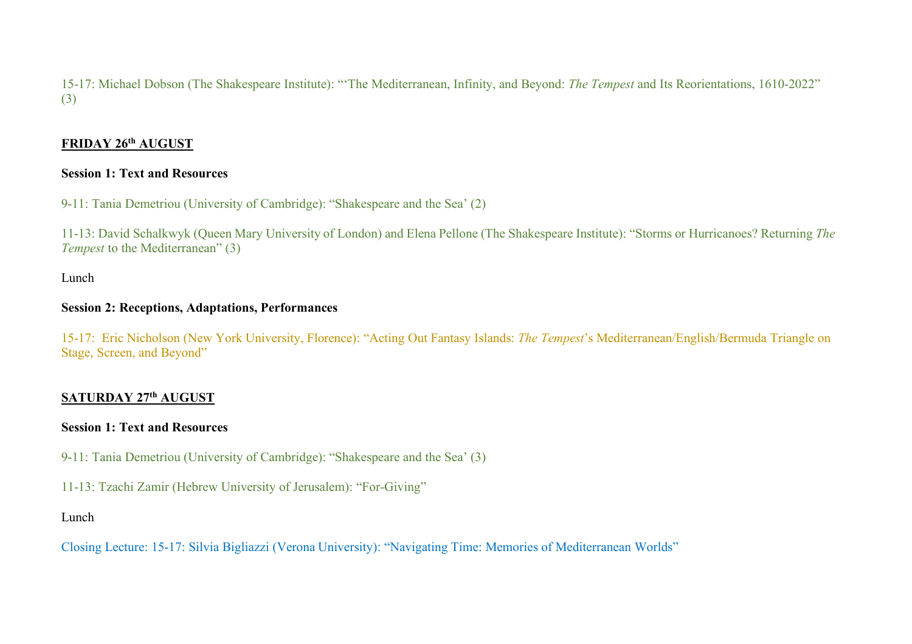15-17: Michael Dobson (The Shakespeare Institute): "'The Mediterranean, Infinity, and Beyond: *The Tempest* and Its Reorientations, 1610-2022" (3)

## FRIDAY 26th AUGUST

**Session 1: Text and Resources**

9-11: Tania Demetriou (University of Cambridge): "Shakespeare and the Sea' (2)

11-13: David Schalkwyk (Queen Mary University of London) and Elena Pellone (The Shakespeare Institute): "Storms or Hurricanoes? Returning *The Tempest* to the Mediterranean" (3)

Lunch

**Session 2: Receptions, Adaptations, Performances**

15-17: Eric Nicholson (New York University, Florence): "Acting Out Fantasy Islands: *The Tempest*'s Mediterranean/English/Bermuda Triangle on Stage, Screen, and Beyond"

## SATURDAY 27th AUGUST

**Session 1: Text and Resources**

9-11: Tania Demetriou (University of Cambridge): "Shakespeare and the Sea' (3)

11-13: Tzachi Zamir (Hebrew University of Jerusalem): "For-Giving"

Lunch

Closing Lecture: 15-17: Silvia Bigliazzi (Verona University): "Navigating Time: Memories of Mediterranean Worlds"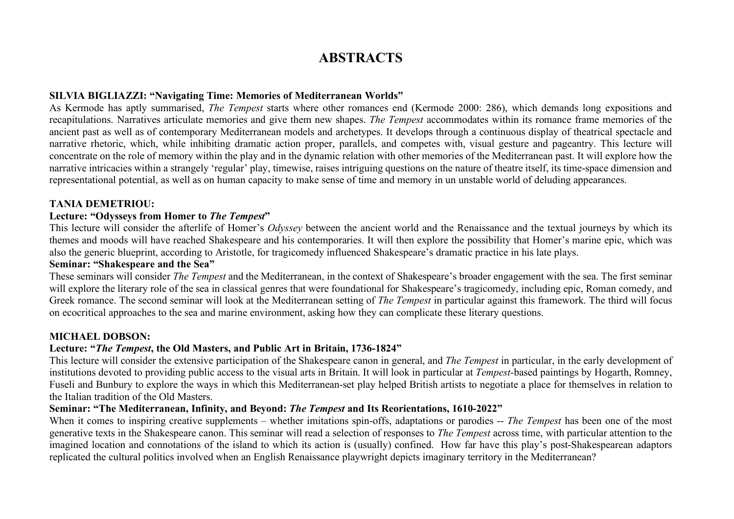# ABSTRACTS

**SILVIA BIGLIAZZI: "Navigating Time: Memories of Mediterranean Worlds"**

As Kermode has aptly summarised, *The Tempest* starts where other romances end (Kermode 2000: 286), which demands long expositions and recapitulations. Narratives articulate memories and give them new shapes. *The Tempest* accommodates within its romance frame memories of the ancient past as well as of contemporary Mediterranean models and archetypes. It develops through a continuous display of theatrical spectacle and narrative rhetoric, which, while inhibiting dramatic action proper, parallels, and competes with, visual gesture and pageantry. This lecture will concentrate on the role of memory within the play and in the dynamic relation with other memories of the Mediterranean past. It will explore how the narrative intricacies within a strangely 'regular' play, timewise, raises intriguing questions on the nature of theatre itself, its time-space dimension and representational potential, as well as on human capacity to make sense of time and memory in un unstable world of deluding appearances.

**TANIA DEMETRIOU:**

**Lecture: "Odysseys from Homer to *The Tempest*"**

This lecture will consider the afterlife of Homer's *Odyssey* between the ancient world and the Renaissance and the textual journeys by which its themes and moods will have reached Shakespeare and his contemporaries. It will then explore the possibility that Homer's marine epic, which was also the generic blueprint, according to Aristotle, for tragicomedy influenced Shakespeare's dramatic practice in his late plays.

**Seminar: "Shakespeare and the Sea"**

These seminars will consider *The Tempest* and the Mediterranean, in the context of Shakespeare's broader engagement with the sea. The first seminar will explore the literary role of the sea in classical genres that were foundational for Shakespeare's tragicomedy, including epic, Roman comedy, and Greek romance. The second seminar will look at the Mediterranean setting of *The Tempest* in particular against this framework. The third will focus on ecocritical approaches to the sea and marine environment, asking how they can complicate these literary questions.

**MICHAEL DOBSON:**

**Lecture: "*The Tempest*, the Old Masters, and Public Art in Britain, 1736-1824"**

This lecture will consider the extensive participation of the Shakespeare canon in general, and *The Tempest* in particular, in the early development of institutions devoted to providing public access to the visual arts in Britain. It will look in particular at *Tempest*-based paintings by Hogarth, Romney, Fuseli and Bunbury to explore the ways in which this Mediterranean-set play helped British artists to negotiate a place for themselves in relation to the Italian tradition of the Old Masters.

**Seminar: "The Mediterranean, Infinity, and Beyond: *The Tempest* and Its Reorientations, 1610-2022"**

When it comes to inspiring creative supplements – whether imitations spin-offs, adaptations or parodies -- *The Tempest* has been one of the most generative texts in the Shakespeare canon. This seminar will read a selection of responses to *The Tempest* across time, with particular attention to the imagined location and connotations of the island to which its action is (usually) confined. How far have this play's post-Shakespearean adaptors replicated the cultural politics involved when an English Renaissance playwright depicts imaginary territory in the Mediterranean?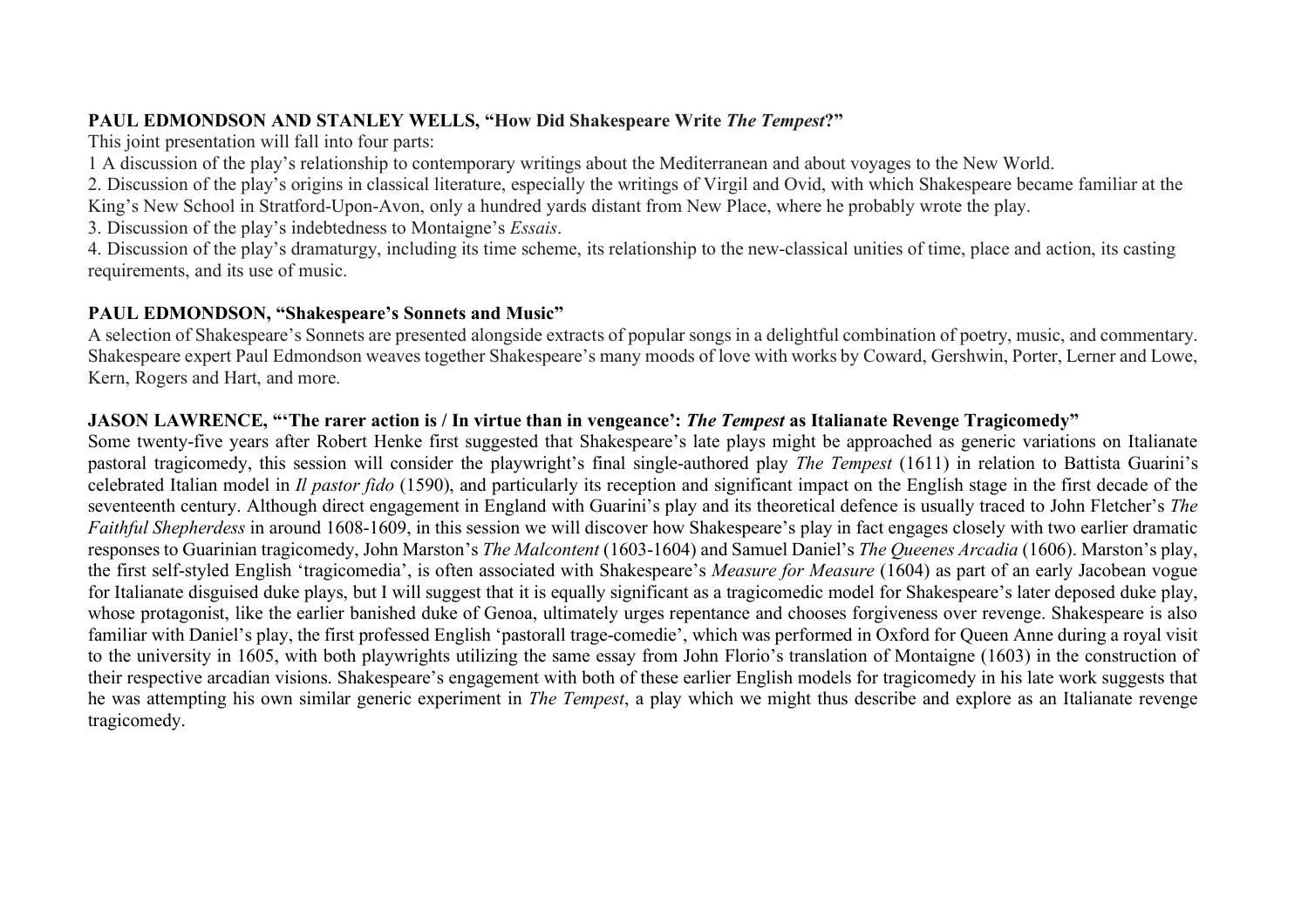**PAUL EDMONDSON AND STANLEY WELLS, "How Did Shakespeare Write *The Tempest*?"**

This joint presentation will fall into four parts:

1 A discussion of the play's relationship to contemporary writings about the Mediterranean and about voyages to the New World.

2. Discussion of the play's origins in classical literature, especially the writings of Virgil and Ovid, with which Shakespeare became familiar at the King's New School in Stratford-Upon-Avon, only a hundred yards distant from New Place, where he probably wrote the play.

3. Discussion of the play's indebtedness to Montaigne's *Essais*.

4. Discussion of the play's dramaturgy, including its time scheme, its relationship to the new-classical unities of time, place and action, its casting requirements, and its use of music.

**PAUL EDMONDSON, "Shakespeare's Sonnets and Music"**

A selection of Shakespeare's Sonnets are presented alongside extracts of popular songs in a delightful combination of poetry, music, and commentary. Shakespeare expert Paul Edmondson weaves together Shakespeare's many moods of love with works by Coward, Gershwin, Porter, Lerner and Lowe, Kern, Rogers and Hart, and more.

**JASON LAWRENCE, "'The rarer action is / In virtue than in vengeance': *The Tempest* as Italianate Revenge Tragicomedy"**

Some twenty-five years after Robert Henke first suggested that Shakespeare's late plays might be approached as generic variations on Italianate pastoral tragicomedy, this session will consider the playwright's final single-authored play *The Tempest* (1611) in relation to Battista Guarini's celebrated Italian model in *Il pastor fido* (1590), and particularly its reception and significant impact on the English stage in the first decade of the seventeenth century. Although direct engagement in England with Guarini's play and its theoretical defence is usually traced to John Fletcher's *The Faithful Shepherdess* in around 1608-1609, in this session we will discover how Shakespeare's play in fact engages closely with two earlier dramatic responses to Guarinian tragicomedy, John Marston's *The Malcontent* (1603-1604) and Samuel Daniel's *The Queenes Arcadia* (1606). Marston's play, the first self-styled English 'tragicomedia', is often associated with Shakespeare's *Measure for Measure* (1604) as part of an early Jacobean vogue for Italianate disguised duke plays, but I will suggest that it is equally significant as a tragicomedic model for Shakespeare's later deposed duke play, whose protagonist, like the earlier banished duke of Genoa, ultimately urges repentance and chooses forgiveness over revenge. Shakespeare is also familiar with Daniel's play, the first professed English 'pastorall trage-comedie', which was performed in Oxford for Queen Anne during a royal visit to the university in 1605, with both playwrights utilizing the same essay from John Florio's translation of Montaigne (1603) in the construction of their respective arcadian visions. Shakespeare's engagement with both of these earlier English models for tragicomedy in his late work suggests that he was attempting his own similar generic experiment in *The Tempest*, a play which we might thus describe and explore as an Italianate revenge tragicomedy.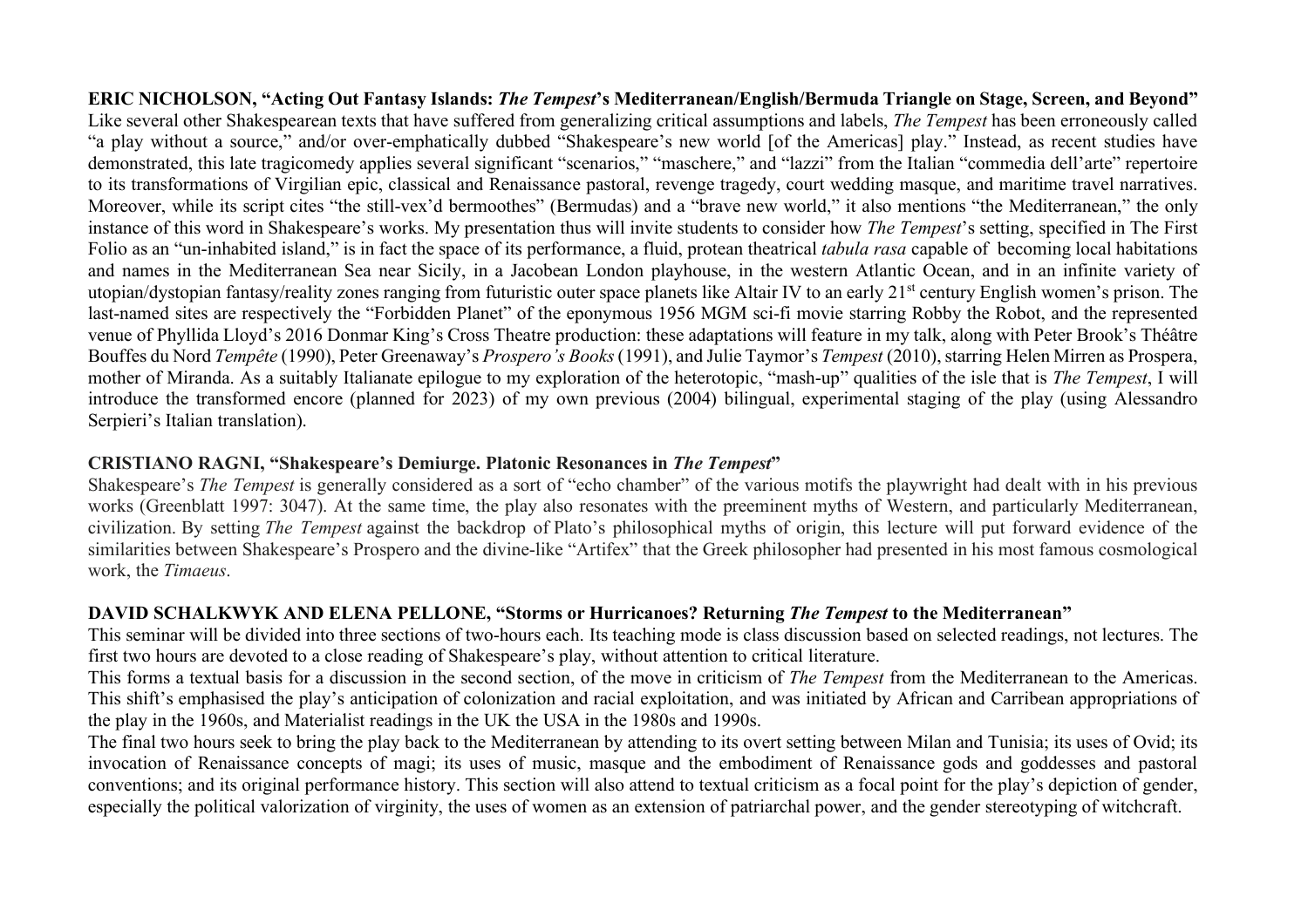**ERIC NICHOLSON, "Acting Out Fantasy Islands: *The Tempest*'s Mediterranean/English/Bermuda Triangle on Stage, Screen, and Beyond"**

Like several other Shakespearean texts that have suffered from generalizing critical assumptions and labels, *The Tempest* has been erroneously called "a play without a source," and/or over-emphatically dubbed "Shakespeare's new world [of the Americas] play." Instead, as recent studies have demonstrated, this late tragicomedy applies several significant "scenarios," "maschere," and "lazzi" from the Italian "commedia dell'arte" repertoire to its transformations of Virgilian epic, classical and Renaissance pastoral, revenge tragedy, court wedding masque, and maritime travel narratives. Moreover, while its script cites "the still-vex'd bermoothes" (Bermudas) and a "brave new world," it also mentions "the Mediterranean," the only instance of this word in Shakespeare's works. My presentation thus will invite students to consider how *The Tempest*'s setting, specified in The First Folio as an "un-inhabited island," is in fact the space of its performance, a fluid, protean theatrical *tabula rasa* capable of becoming local habitations and names in the Mediterranean Sea near Sicily, in a Jacobean London playhouse, in the western Atlantic Ocean, and in an infinite variety of utopian/dystopian fantasy/reality zones ranging from futuristic outer space planets like Altair IV to an early 21st century English women's prison. The last-named sites are respectively the "Forbidden Planet" of the eponymous 1956 MGM sci-fi movie starring Robby the Robot, and the represented venue of Phyllida Lloyd's 2016 Donmar King's Cross Theatre production: these adaptations will feature in my talk, along with Peter Brook's Théâtre Bouffes du Nord *Tempête* (1990), Peter Greenaway's *Prospero's Books* (1991), and Julie Taymor's *Tempest* (2010), starring Helen Mirren as Prospera, mother of Miranda. As a suitably Italianate epilogue to my exploration of the heterotopic, "mash-up" qualities of the isle that is *The Tempest*, I will introduce the transformed encore (planned for 2023) of my own previous (2004) bilingual, experimental staging of the play (using Alessandro Serpieri's Italian translation).

**CRISTIANO RAGNI, "Shakespeare's Demiurge. Platonic Resonances in *The Tempest*"**

Shakespeare's *The Tempest* is generally considered as a sort of "echo chamber" of the various motifs the playwright had dealt with in his previous works (Greenblatt 1997: 3047). At the same time, the play also resonates with the preeminent myths of Western, and particularly Mediterranean, civilization. By setting *The Tempest* against the backdrop of Plato's philosophical myths of origin, this lecture will put forward evidence of the similarities between Shakespeare's Prospero and the divine-like "Artifex" that the Greek philosopher had presented in his most famous cosmological work, the *Timaeus*.

**DAVID SCHALKWYK AND ELENA PELLONE, "Storms or Hurricanoes? Returning *The Tempest* to the Mediterranean"**

This seminar will be divided into three sections of two-hours each. Its teaching mode is class discussion based on selected readings, not lectures. The first two hours are devoted to a close reading of Shakespeare's play, without attention to critical literature.

This forms a textual basis for a discussion in the second section, of the move in criticism of *The Tempest* from the Mediterranean to the Americas. This shift's emphasised the play's anticipation of colonization and racial exploitation, and was initiated by African and Carribean appropriations of the play in the 1960s, and Materialist readings in the UK the USA in the 1980s and 1990s.

The final two hours seek to bring the play back to the Mediterranean by attending to its overt setting between Milan and Tunisia; its uses of Ovid; its invocation of Renaissance concepts of magi; its uses of music, masque and the embodiment of Renaissance gods and goddesses and pastoral conventions; and its original performance history. This section will also attend to textual criticism as a focal point for the play's depiction of gender, especially the political valorization of virginity, the uses of women as an extension of patriarchal power, and the gender stereotyping of witchcraft.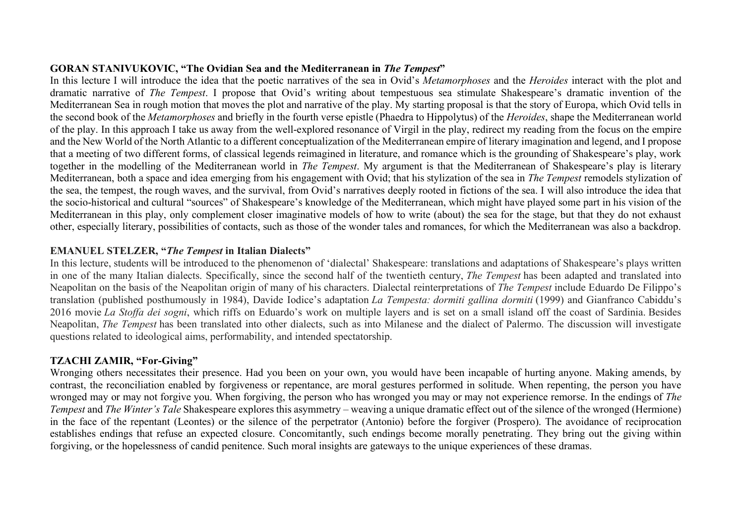**GORAN STANIVUKOVIC, "The Ovidian Sea and the Mediterranean in *The Tempest*"**

In this lecture I will introduce the idea that the poetic narratives of the sea in Ovid's *Metamorphoses* and the *Heroides* interact with the plot and dramatic narrative of *The Tempest*. I propose that Ovid's writing about tempestuous sea stimulate Shakespeare's dramatic invention of the Mediterranean Sea in rough motion that moves the plot and narrative of the play. My starting proposal is that the story of Europa, which Ovid tells in the second book of the *Metamorphoses* and briefly in the fourth verse epistle (Phaedra to Hippolytus) of the *Heroides*, shape the Mediterranean world of the play. In this approach I take us away from the well-explored resonance of Virgil in the play, redirect my reading from the focus on the empire and the New World of the North Atlantic to a different conceptualization of the Mediterranean empire of literary imagination and legend, and I propose that a meeting of two different forms, of classical legends reimagined in literature, and romance which is the grounding of Shakespeare's play, work together in the modelling of the Mediterranean world in *The Tempest*. My argument is that the Mediterranean of Shakespeare's play is literary Mediterranean, both a space and idea emerging from his engagement with Ovid; that his stylization of the sea in *The Tempest* remodels stylization of the sea, the tempest, the rough waves, and the survival, from Ovid's narratives deeply rooted in fictions of the sea. I will also introduce the idea that the socio-historical and cultural "sources" of Shakespeare's knowledge of the Mediterranean, which might have played some part in his vision of the Mediterranean in this play, only complement closer imaginative models of how to write (about) the sea for the stage, but that they do not exhaust other, especially literary, possibilities of contacts, such as those of the wonder tales and romances, for which the Mediterranean was also a backdrop.

**EMANUEL STELZER, "*The Tempest* in Italian Dialects"**

In this lecture, students will be introduced to the phenomenon of 'dialectal' Shakespeare: translations and adaptations of Shakespeare's plays written in one of the many Italian dialects. Specifically, since the second half of the twentieth century, *The Tempest* has been adapted and translated into Neapolitan on the basis of the Neapolitan origin of many of his characters. Dialectal reinterpretations of *The Tempest* include Eduardo De Filippo's translation (published posthumously in 1984), Davide Iodice's adaptation *La Tempesta: dormiti gallina dormiti* (1999) and Gianfranco Cabiddu's 2016 movie *La Stoffa dei sogni*, which riffs on Eduardo's work on multiple layers and is set on a small island off the coast of Sardinia. Besides Neapolitan, *The Tempest* has been translated into other dialects, such as into Milanese and the dialect of Palermo. The discussion will investigate questions related to ideological aims, performability, and intended spectatorship.

**TZACHI ZAMIR, "For-Giving"**

Wronging others necessitates their presence. Had you been on your own, you would have been incapable of hurting anyone. Making amends, by contrast, the reconciliation enabled by forgiveness or repentance, are moral gestures performed in solitude. When repenting, the person you have wronged may or may not forgive you. When forgiving, the person who has wronged you may or may not experience remorse. In the endings of *The Tempest* and *The Winter's Tale* Shakespeare explores this asymmetry – weaving a unique dramatic effect out of the silence of the wronged (Hermione) in the face of the repentant (Leontes) or the silence of the perpetrator (Antonio) before the forgiver (Prospero). The avoidance of reciprocation establishes endings that refuse an expected closure. Concomitantly, such endings become morally penetrating. They bring out the giving within forgiving, or the hopelessness of candid penitence. Such moral insights are gateways to the unique experiences of these dramas.